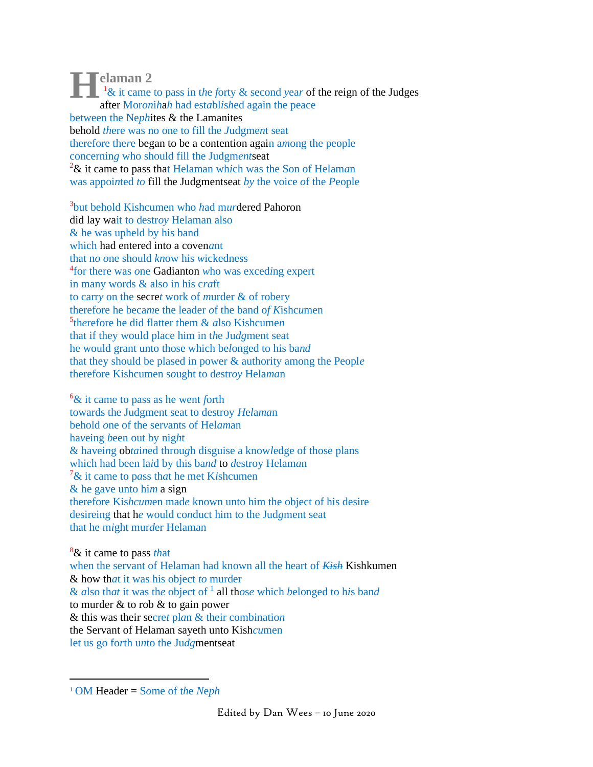# Helaman 2

[1]& it came to pass in the forty & second year of the reign of the Judges
after Moronihah had established again the peace
between the Nephites & the Lamanites
behold there was no one to fill the Judgment seat
therefore there began to be a contention again among the people
concerning who should fill the Judgmentseat
[2]& it came to pass that Helaman which was the Son of Helaman
was appointed to fill the Judgmentseat by the voice of the People

[3]but behold Kishcumen who had murdered Pahoron
did lay wait to destroy Helaman also
& he was upheld by his band
which had entered into a covenant
that no one should know his wickedness
[4]for there was one Gadianton who was exceding expert
in many words & also in his craft
to carry on the secret work of murder & of robery
therefore he became the leader of the band of Kishcumen
[5]therefore he did flatter them & also Kishcumen
that if they would place him in the Judgment seat
he would grant unto those which belonged to his band
that they should be plased in power & authority among the People
therefore Kishcumen sought to destroy Helaman

[6]& it came to pass as he went forth
towards the Judgment seat to destroy Helaman
behold one of the servants of Helaman
haveing been out by night
& haveing obtained through disguise a knowledge of those plans
which had been laid by this band to destroy Helaman
[7]& it came to pass that he met Kishcumen
& he gave unto him a sign
therefore Kishcumen made known unto him the object of his desire
desireing that he would conduct him to the Judgment seat
that he might murder Helaman

[8]& it came to pass that
when the servant of Helaman had known all the heart of ~~Kish~~ Kishkumen
& how that it was his object to murder
& also that it was the object of [1] all those which belonged to his band
to murder & to rob & to gain power
& this was their secret plan & their combination
the Servant of Helaman sayeth unto Kishcumen
let us go forth unto the Judgmentseat

---

[1] OM Header = Some of the Neph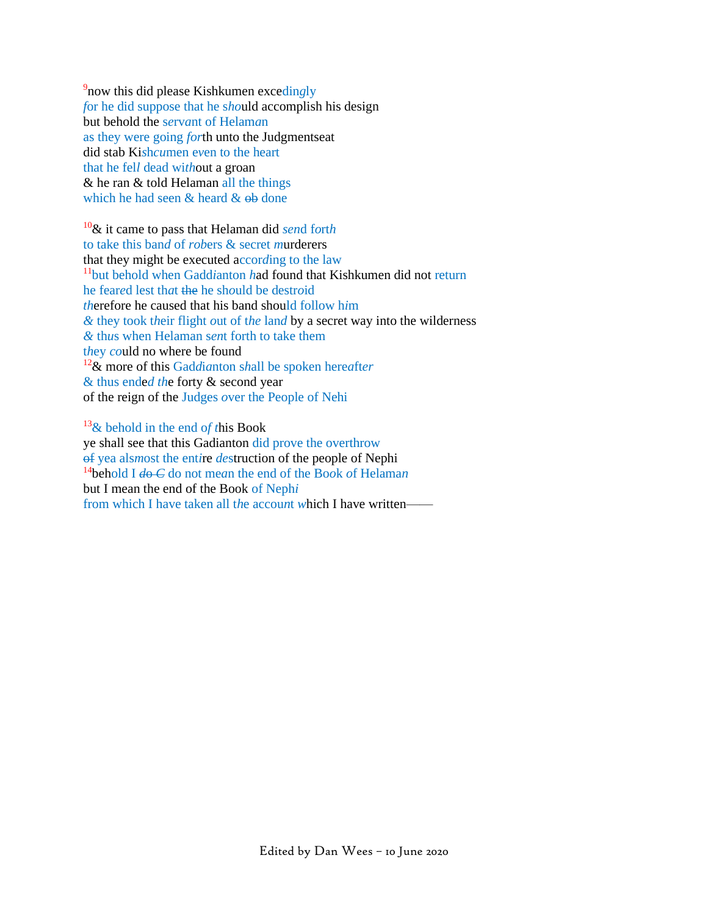[9]now this did please Kishkumen excedingly
for he did suppose that he should accomplish his design
but behold the servant of Helaman
as they were going forth unto the Judgmentseat
did stab Kishcumen even to the heart
that he fell dead without a groan
& he ran & told Helaman all the things
which he had seen & heard & ~~ob~~ done

[10]& it came to pass that Helaman did send forth
to take this band of robers & secret murderers
that they might be executed according to the law
[11]but behold when Gaddianton had found that Kishkumen did not return
he feared lest that ~~the~~ he should be destroid
therefore he caused that his band should follow him
& they took their flight out of the land by a secret way into the wilderness
& thus when Helaman sent forth to take them
they could no where be found
[12]& more of this Gaddianton shall be spoken hereafter
& thus ended the forty & second year
of the reign of the Judges over the People of Nehi

[13]& behold in the end of this Book
ye shall see that this Gadianton did prove the overthrow
~~of~~ yea alsmost the entire destruction of the people of Nephi
[14]behold I ~~do C~~ do not mean the end of the Book of Helaman
but I mean the end of the Book of Nephi
from which I have taken all the account which I have written——

Edited by Dan Wees – 10 June 2020